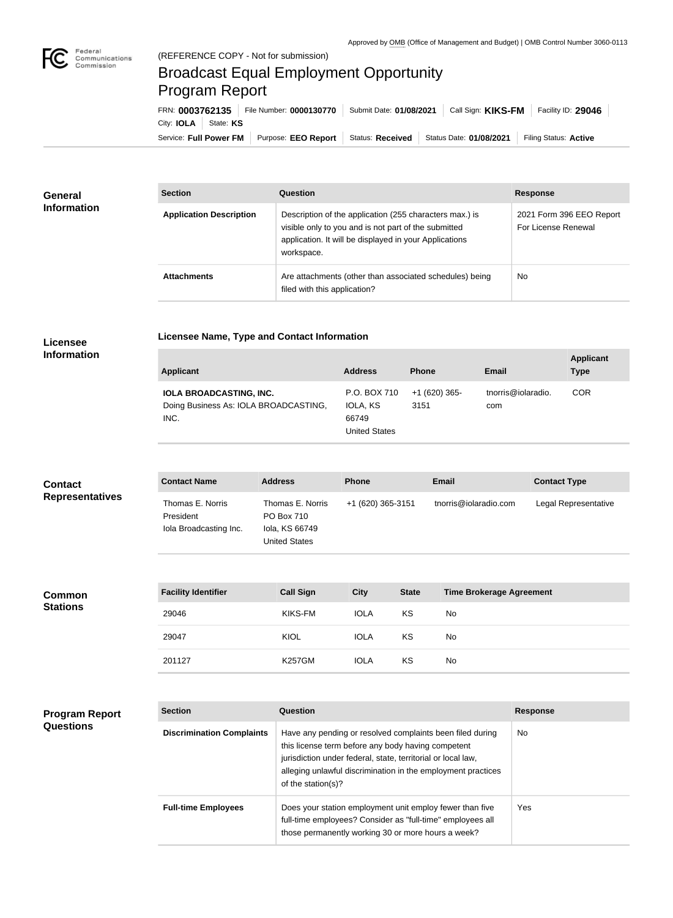Approved by OMB (Office of Management and Budget) | OMB Control Number 3060-0113

(REFERENCE COPY - Not for submission)

# Broadcast Equal Employment Opportunity Program Report

FRN: **0003762135** | File Number: **0000130770** | Submit Date: **01/08/2021** | Call Sign: **KIKS-FM** | Facility ID: **29046** | City: **IOLA** | State: **KS**

Service: **Full Power FM** | Purpose: **EEO Report** | Status: **Received** | Status Date: **01/08/2021** | Filing Status: **Active**

## General Information

| Section | Question | Response |
|---|---|---|
| **Application Description** | Description of the application (255 characters max.) is visible only to you and is not part of the submitted application. It will be displayed in your Applications workspace. | 2021 Form 396 EEO Report For License Renewal |
| **Attachments** | Are attachments (other than associated schedules) being filed with this application? | No |

## Licensee Information

**Licensee Name, Type and Contact Information**

| Applicant | Address | Phone | Email | Applicant Type |
|---|---|---|---|---|
| **IOLA BROADCASTING, INC.** Doing Business As: IOLA BROADCASTING, INC. | P.O. BOX 710 IOLA, KS 66749 United States | +1 (620) 365-3151 | tnorris@iolaradio.com | COR |

## Contact Representatives

| Contact Name | Address | Phone | Email | Contact Type |
|---|---|---|---|---|
| Thomas E. Norris President Iola Broadcasting Inc. | Thomas E. Norris PO Box 710 Iola, KS 66749 United States | +1 (620) 365-3151 | tnorris@iolaradio.com | Legal Representative |

## Common Stations

| Facility Identifier | Call Sign | City | State | Time Brokerage Agreement |
|---|---|---|---|---|
| 29046 | KIKS-FM | IOLA | KS | No |
| 29047 | KIOL | IOLA | KS | No |
| 201127 | K257GM | IOLA | KS | No |

## Program Report Questions

| Section | Question | Response |
|---|---|---|
| **Discrimination Complaints** | Have any pending or resolved complaints been filed during this license term before any body having competent jurisdiction under federal, state, territorial or local law, alleging unlawful discrimination in the employment practices of the station(s)? | No |
| **Full-time Employees** | Does your station employment unit employ fewer than five full-time employees? Consider as "full-time" employees all those permanently working 30 or more hours a week? | Yes |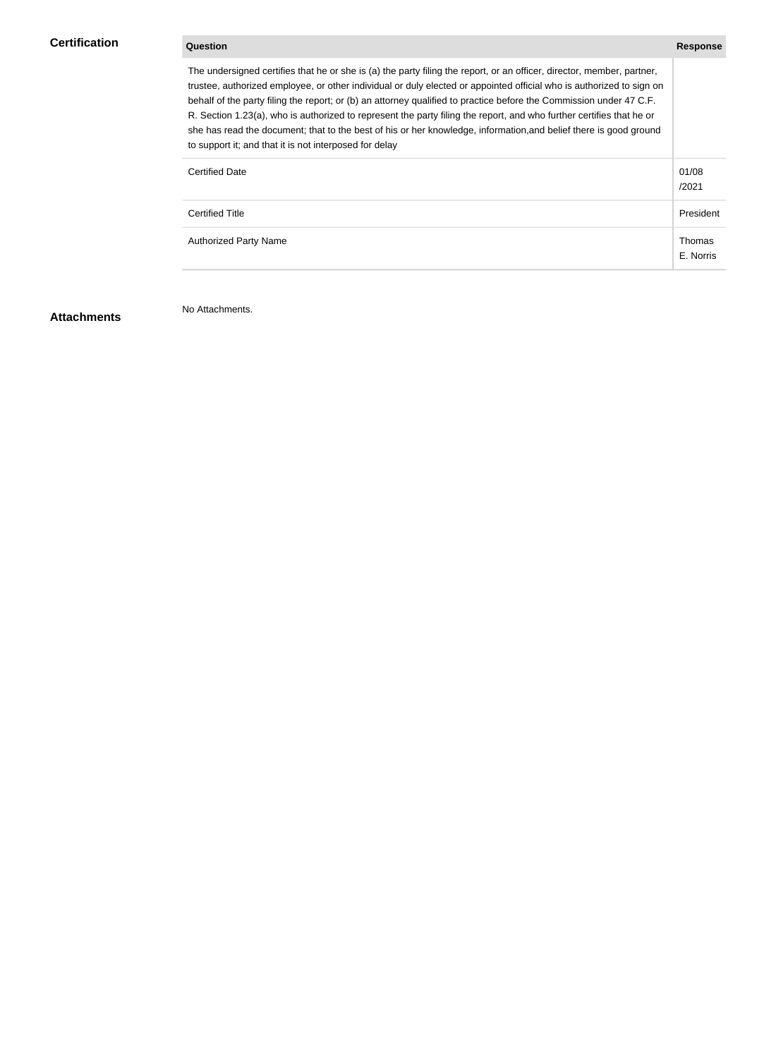## Certification

| Question | Response |
| --- | --- |
| The undersigned certifies that he or she is (a) the party filing the report, or an officer, director, member, partner, trustee, authorized employee, or other individual or duly elected or appointed official who is authorized to sign on behalf of the party filing the report; or (b) an attorney qualified to practice before the Commission under 47 C.F. R. Section 1.23(a), who is authorized to represent the party filing the report, and who further certifies that he or she has read the document; that to the best of his or her knowledge, information,and belief there is good ground to support it; and that it is not interposed for delay | |
| Certified Date | 01/08/2021 |
| Certified Title | President |
| Authorized Party Name | Thomas E. Norris |

## Attachments

No Attachments.